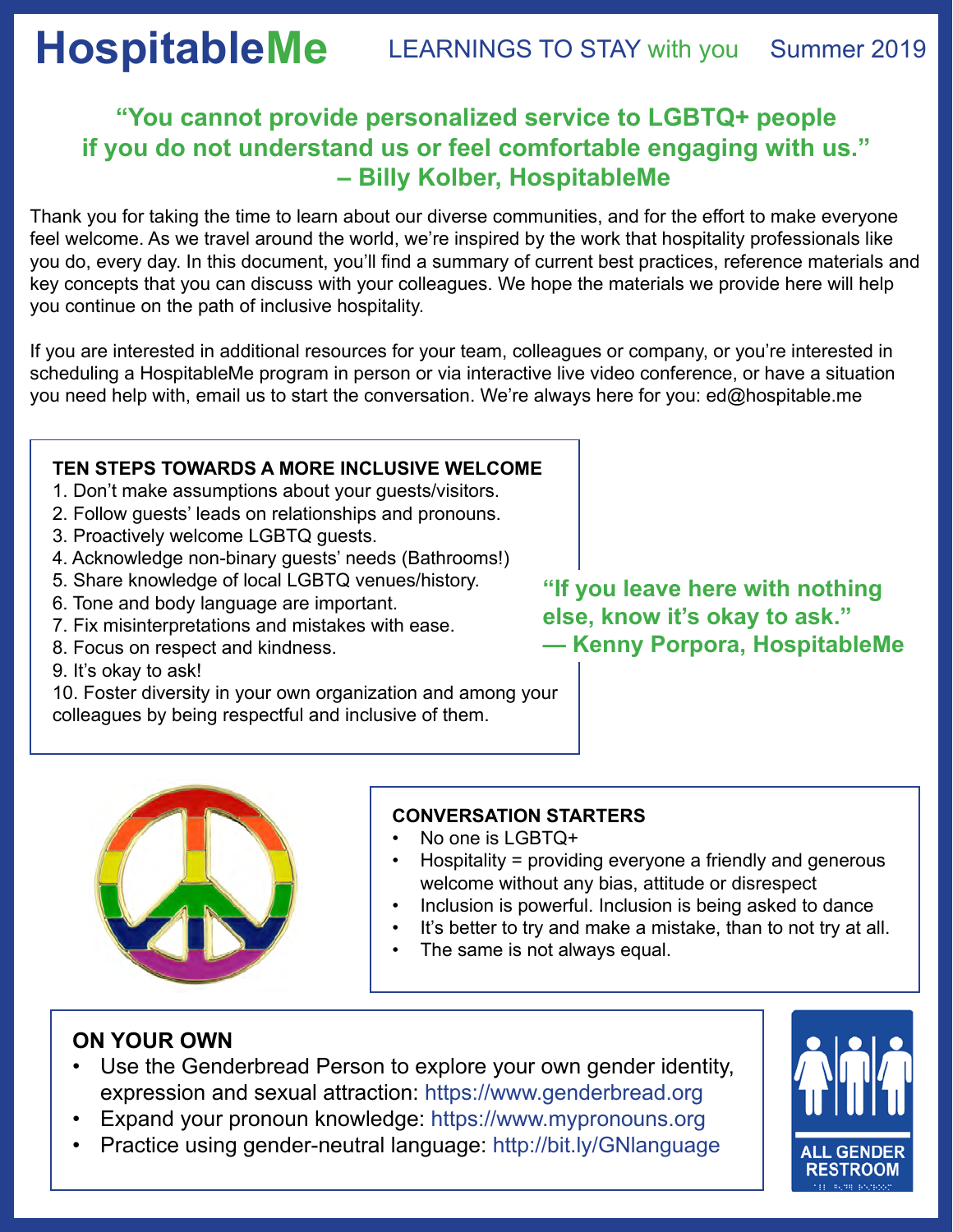# HospitableMe

LEARNINGS TO STAY with you Summer 2019

## "You cannot provide personalized service to LGBTQ+ people if you do not understand us or feel comfortable engaging with us." – Billy Kolber, HospitableMe

Thank you for taking the time to learn about our diverse communities, and for the effort to make everyone feel welcome. As we travel around the world, we're inspired by the work that hospitality professionals like you do, every day. In this document, you'll find a summary of current best practices, reference materials and key concepts that you can discuss with your colleagues. We hope the materials we provide here will help you continue on the path of inclusive hospitality.

If you are interested in additional resources for your team, colleagues or company, or you're interested in scheduling a HospitableMe program in person or via interactive live video conference, or have a situation you need help with, email us to start the conversation. We're always here for you: ed@hospitable.me

### TEN STEPS TOWARDS A MORE INCLUSIVE WELCOME

1. Don't make assumptions about your guests/visitors.
2. Follow guests' leads on relationships and pronouns.
3. Proactively welcome LGBTQ guests.
4. Acknowledge non-binary guests' needs (Bathrooms!)
5. Share knowledge of local LGBTQ venues/history.
6. Tone and body language are important.
7. Fix misinterpretations and mistakes with ease.
8. Focus on respect and kindness.
9. It's okay to ask!
10. Foster diversity in your own organization and among your colleagues by being respectful and inclusive of them.

**"If you leave here with nothing else, know it's okay to ask." — Kenny Porpora, HospitableMe**

### CONVERSATION STARTERS

- No one is LGBTQ+
- Hospitality = providing everyone a friendly and generous welcome without any bias, attitude or disrespect
- Inclusion is powerful. Inclusion is being asked to dance
- It's better to try and make a mistake, than to not try at all.
- The same is not always equal.

### ON YOUR OWN

- Use the Genderbread Person to explore your own gender identity, expression and sexual attraction: https://www.genderbread.org
- Expand your pronoun knowledge: https://www.mypronouns.org
- Practice using gender-neutral language: http://bit.ly/GNlanguage

ALL GENDER RESTROOM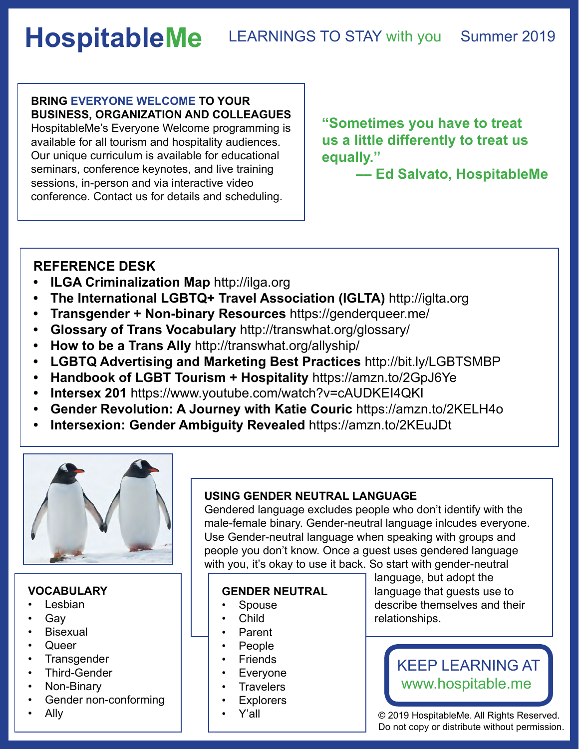# **Hospitable**Me

LEARNINGS TO STAY with you Summer 2019

**BRING EVERYONE WELCOME TO YOUR BUSINESS, ORGANIZATION AND COLLEAGUES**

HospitableMe's Everyone Welcome programming is available for all tourism and hospitality audiences. Our unique curriculum is available for educational seminars, conference keynotes, and live training sessions, in-person and via interactive video conference. Contact us for details and scheduling.

**"Sometimes you have to treat us a little differently to treat us equally."**
**— Ed Salvato, HospitableMe**

## REFERENCE DESK

- **ILGA Criminalization Map** http://ilga.org
- **The International LGBTQ+ Travel Association (IGLTA)** http://iglta.org
- **Transgender + Non-binary Resources** https://genderqueer.me/
- **Glossary of Trans Vocabulary** http://transwhat.org/glossary/
- **How to be a Trans Ally** http://transwhat.org/allyship/
- **LGBTQ Advertising and Marketing Best Practices** http://bit.ly/LGBTSMBP
- **Handbook of LGBT Tourism + Hospitality** https://amzn.to/2GpJ6Ye
- **Intersex 201** https://www.youtube.com/watch?v=cAUDKEI4QKI
- **Gender Revolution: A Journey with Katie Couric** https://amzn.to/2KELH4o
- **Intersexion: Gender Ambiguity Revealed** https://amzn.to/2KEuJDt

## USING GENDER NEUTRAL LANGUAGE

Gendered language excludes people who don't identify with the male-female binary. Gender-neutral language inlcudes everyone. Use Gender-neutral language when speaking with groups and people you don't know. Once a guest uses gendered language with you, it's okay to use it back. So start with gender-neutral language, but adopt the language that guests use to describe themselves and their relationships.

**VOCABULARY**

- Lesbian
- Gay
- Bisexual
- Queer
- Transgender
- Third-Gender
- Non-Binary
- Gender non-conforming
- Ally

**GENDER NEUTRAL**

- Spouse
- Child
- Parent
- People
- Friends
- Everyone
- Travelers
- Explorers
- Y'all

KEEP LEARNING AT
www.hospitable.me

© 2019 HospitableMe. All Rights Reserved. Do not copy or distribute without permission.